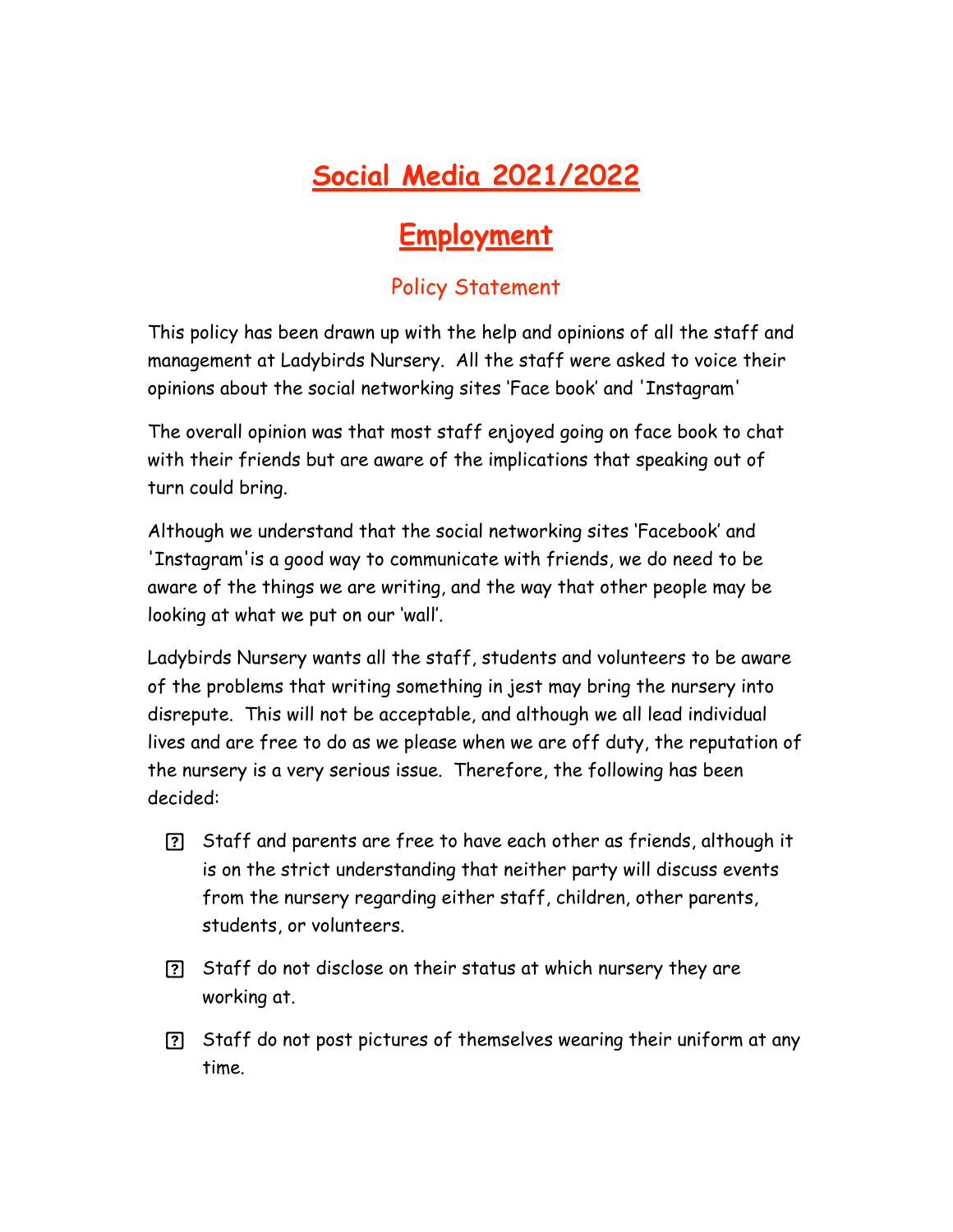# Social Media 2021/2022

# Employment

## Policy Statement

This policy has been drawn up with the help and opinions of all the staff and management at Ladybirds Nursery. All the staff were asked to voice their opinions about the social networking sites 'Face book' and 'Instagram'

The overall opinion was that most staff enjoyed going on face book to chat with their friends but are aware of the implications that speaking out of turn could bring.

Although we understand that the social networking sites 'Facebook' and 'Instagram'is a good way to communicate with friends, we do need to be aware of the things we are writing, and the way that other people may be looking at what we put on our 'wall'.

Ladybirds Nursery wants all the staff, students and volunteers to be aware of the problems that writing something in jest may bring the nursery into disrepute. This will not be acceptable, and although we all lead individual lives and are free to do as we please when we are off duty, the reputation of the nursery is a very serious issue. Therefore, the following has been decided:

- Staff and parents are free to have each other as friends, although it is on the strict understanding that neither party will discuss events from the nursery regarding either staff, children, other parents, students, or volunteers.
- Staff do not disclose on their status at which nursery they are working at.
- Staff do not post pictures of themselves wearing their uniform at any time.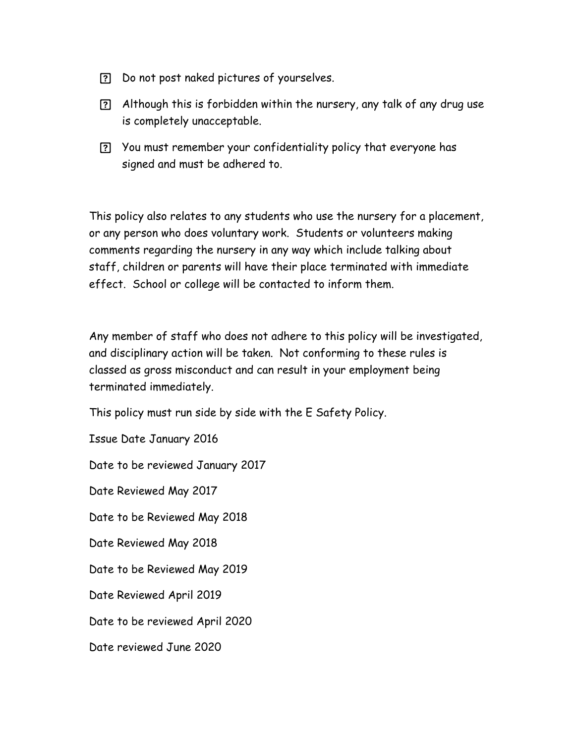- Do not post naked pictures of yourselves.
- Although this is forbidden within the nursery, any talk of any drug use is completely unacceptable.
- You must remember your confidentiality policy that everyone has signed and must be adhered to.

This policy also relates to any students who use the nursery for a placement, or any person who does voluntary work. Students or volunteers making comments regarding the nursery in any way which include talking about staff, children or parents will have their place terminated with immediate effect. School or college will be contacted to inform them.

Any member of staff who does not adhere to this policy will be investigated, and disciplinary action will be taken. Not conforming to these rules is classed as gross misconduct and can result in your employment being terminated immediately.

This policy must run side by side with the E Safety Policy.

Issue Date January 2016

Date to be reviewed January 2017

Date Reviewed May 2017

Date to be Reviewed May 2018

Date Reviewed May 2018

Date to be Reviewed May 2019

Date Reviewed April 2019

Date to be reviewed April 2020

Date reviewed June 2020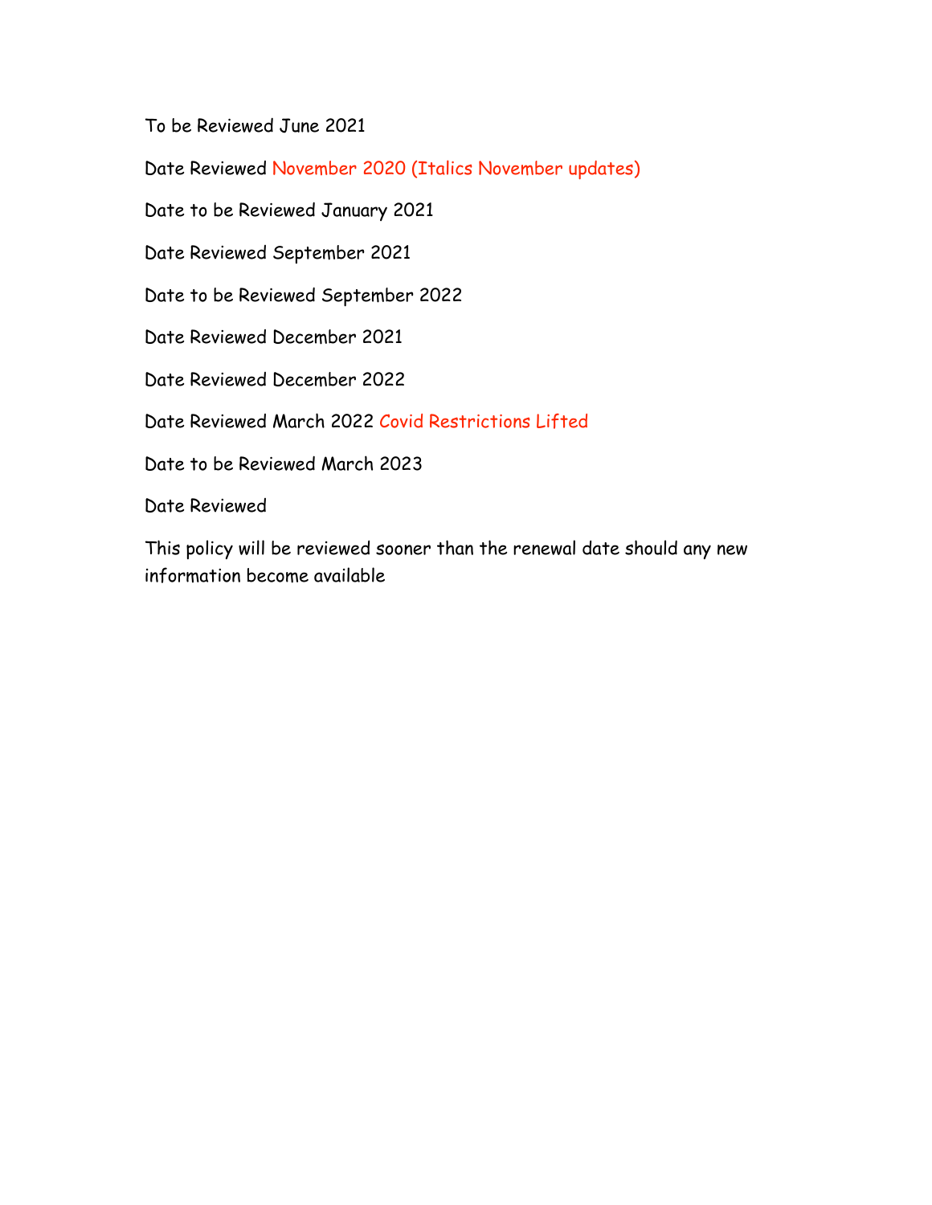To be Reviewed June 2021

Date Reviewed November 2020 (Italics November updates)

Date to be Reviewed January 2021

Date Reviewed September 2021

Date to be Reviewed September 2022

Date Reviewed December 2021

Date Reviewed December 2022

Date Reviewed March 2022 Covid Restrictions Lifted

Date to be Reviewed March 2023

Date Reviewed

This policy will be reviewed sooner than the renewal date should any new information become available